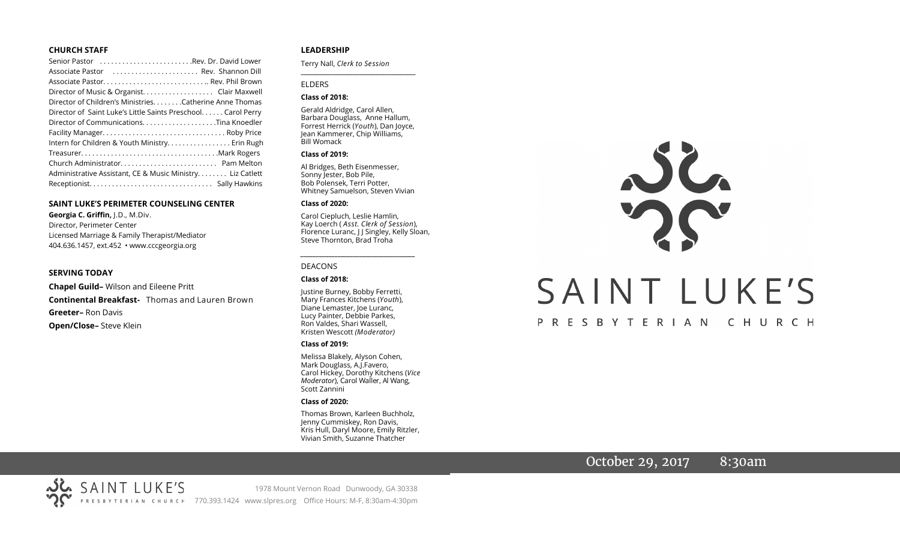## CHURCH STAFF

Senior Pastor . . . . . . . . . . . . . . . . . . . . . . . . .Rev. Dr. David Lower
Associate Pastor . . . . . . . . . . . . . . . . . . . . . . . Rev. Shannon Dill
Associate Pastor. . . . . . . . . . . . . . . . . . . . . . . . . . . .. Rev. Phil Brown
Director of Music & Organist. . . . . . . . . . . . . . . . . . . Clair Maxwell
Director of Children's Ministries. . . . . . . . .Catherine Anne Thomas
Director of Saint Luke's Little Saints Preschool. . . . . . Carol Perry
Director of Communications. . . . . . . . . . . . . . . . . . . .Tina Knoedler
Facility Manager. . . . . . . . . . . . . . . . . . . . . . . . . . . . . . . . . Roby Price
Intern for Children & Youth Ministry. . . . . . . . . . . . . . . . . Erin Rugh
Treasurer. . . . . . . . . . . . . . . . . . . . . . . . . . . . . . . . . . . . .Mark Rogers
Church Administrator. . . . . . . . . . . . . . . . . . . . . . . . . . Pam Melton
Administrative Assistant, CE & Music Ministry. . . . . . . . Liz Catlett
Receptionist. . . . . . . . . . . . . . . . . . . . . . . . . . . . . . . . . Sally Hawkins

## SAINT LUKE'S PERIMETER COUNSELING CENTER

**Georgia C. Griffin,** J.D., M.Div.
Director, Perimeter Center
Licensed Marriage & Family Therapist/Mediator
404.636.1457, ext.452 • www.cccgeorgia.org

## SERVING TODAY

**Chapel Guild–** Wilson and Eileene Pritt
**Continental Breakfast-** Thomas and Lauren Brown
**Greeter–** Ron Davis
**Open/Close–** Steve Klein

## LEADERSHIP

Terry Nall, *Clerk to Session*

### ELDERS

**Class of 2018:**

Gerald Aldridge, Carol Allen, Barbara Douglass, Anne Hallum, Forrest Herrick (*Youth*), Dan Joyce, Jean Kammerer, Chip Williams, Bill Womack

**Class of 2019:**

Al Bridges, Beth Eisenmesser, Sonny Jester, Bob Pile, Bob Polensek, Terri Potter, Whitney Samuelson, Steven Vivian

**Class of 2020:**

Carol Ciepluch, Leslie Hamlin, Kay Loerch ( *Asst. Clerk of Session*), Florence Luranc, J J Singley, Kelly Sloan, Steve Thornton, Brad Troha

### DEACONS

**Class of 2018:**

Justine Burney, Bobby Ferretti, Mary Frances Kitchens (*Youth*), Diane Lemaster, Joe Luranc, Lucy Painter, Debbie Parkes, Ron Valdes, Shari Wassell, Kristen Wescott *(Moderator)*

**Class of 2019:**

Melissa Blakely, Alyson Cohen, Mark Douglass, A.J.Favero, Carol Hickey, Dorothy Kitchens (*Vice Moderator*), Carol Waller, Al Wang, Scott Zannini

**Class of 2020:**

Thomas Brown, Karleen Buchholz, Jenny Cummiskey, Ron Davis, Kris Hull, Daryl Moore, Emily Ritzler, Vivian Smith, Suzanne Thatcher

# SAINT LUKE'S
PRESBYTERIAN CHURCH

October 29, 2017 8:30am

SAINT LUKE'S PRESBYTERIAN CHURCH
1978 Mount Vernon Road Dunwoody, GA 30338
770.393.1424 www.slpres.org Office Hours: M-F, 8:30am-4:30pm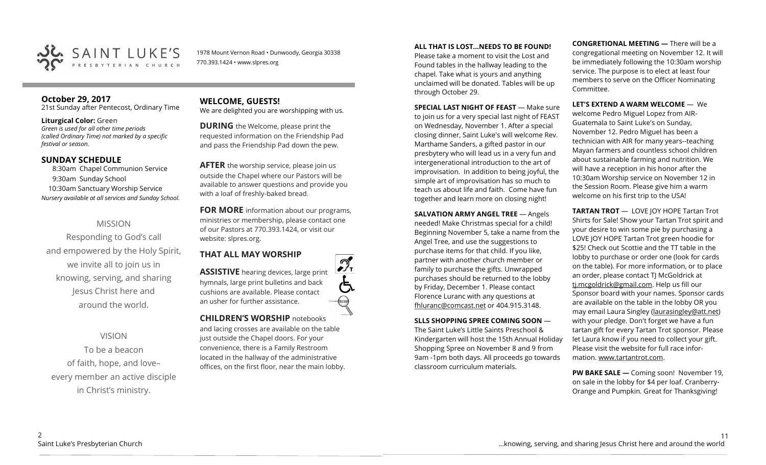SAINT LUKE'S PRESBYTERIAN CHURCH

1978 Mount Vernon Road • Dunwoody, Georgia 30338
770.393.1424 • www.slpres.org

## October 29, 2017

21st Sunday after Pentecost, Ordinary Time

**Liturgical Color:** Green
*Green is used for all other time periods (called Ordinary Time) not marked by a specific festival or season.*

## SUNDAY SCHEDULE

8:30am Chapel Communion Service
9:30am Sunday School
10:30am Sanctuary Worship Service
*Nursery available at all services and Sunday School.*

MISSION

Responding to God's call and empowered by the Holy Spirit, we invite all to join us in knowing, serving, and sharing Jesus Christ here and around the world.

VISION

To be a beacon of faith, hope, and love– every member an active disciple in Christ's ministry.

## WELCOME, GUESTS!

We are delighted you are worshipping with us.

**DURING** the Welcome, please print the requested information on the Friendship Pad and pass the Friendship Pad down the pew.

**AFTER** the worship service, please join us outside the Chapel where our Pastors will be available to answer questions and provide you with a loaf of freshly-baked bread.

**FOR MORE** information about our programs, ministries or membership, please contact one of our Pastors at 770.393.1424, or visit our website: slpres.org.

## THAT ALL MAY WORSHIP

**ASSISTIVE** hearing devices, large print hymnals, large print bulletins and back cushions are available. Please contact an usher for further assistance.

**CHILDREN'S WORSHIP** notebooks and lacing crosses are available on the table just outside the Chapel doors. For your convenience, there is a Family Restroom located in the hallway of the administrative offices, on the first floor, near the main lobby.

**ALL THAT IS LOST…NEEDS TO BE FOUND!** Please take a moment to visit the Lost and Found tables in the hallway leading to the chapel. Take what is yours and anything unclaimed will be donated. Tables will be up through October 29.

**SPECIAL LAST NIGHT OF FEAST** — Make sure to join us for a very special last night of FEAST on Wednesday, November 1. After a special closing dinner, Saint Luke's will welcome Rev. Marthame Sanders, a gifted pastor in our presbytery who will lead us in a very fun and intergenerational introduction to the art of improvisation. In addition to being joyful, the simple art of improvisation has so much to teach us about life and faith. Come have fun together and learn more on closing night!

**SALVATION ARMY ANGEL TREE** — Angels needed! Make Christmas special for a child! Beginning November 5, take a name from the Angel Tree, and use the suggestions to purchase items for that child. If you like, partner with another church member or family to purchase the gifts. Unwrapped purchases should be returned to the lobby by Friday, December 1. Please contact Florence Luranc with any questions at fhluranc@comcast.net or 404.915.3148.

**SLLS SHOPPING SPREE COMING SOON** — The Saint Luke's Little Saints Preschool & Kindergarten will host the 15th Annual Holiday Shopping Spree on November 8 and 9 from 9am -1pm both days. All proceeds go towards classroom curriculum materials.

**CONGRETIONAL MEETING —** There will be a congregational meeting on November 12. It will be immediately following the 10:30am worship service. The purpose is to elect at least four members to serve on the Officer Nominating Committee.

**LET'S EXTEND A WARM WELCOME** — We welcome Pedro Miguel Lopez from AIR-Guatemala to Saint Luke's on Sunday, November 12. Pedro Miguel has been a technician with AIR for many years--teaching Mayan farmers and countless school children about sustainable farming and nutrition. We will have a reception in his honor after the 10:30am Worship service on November 12 in the Session Room. Please give him a warm welcome on his first trip to the USA!

**TARTAN TROT** — LOVE JOY HOPE Tartan Trot Shirts for Sale! Show your Tartan Trot spirit and your desire to win some pie by purchasing a LOVE JOY HOPE Tartan Trot green hoodie for $25! Check out Scottie and the TT table in the lobby to purchase or order one (look for cards on the table). For more information, or to place an order, please contact TJ McGoldrick at tj.mcgoldrick@gmail.com. Help us fill our Sponsor board with your names. Sponsor cards are available on the table in the lobby OR you may email Laura Singley (laurasingley@att.net) with your pledge. Don't forget we have a fun tartan gift for every Tartan Trot sponsor. Please let Laura know if you need to collect your gift. Please visit the website for full race information. www.tartantrot.com.

**PW BAKE SALE —** Coming soon! November 19, on sale in the lobby for $4 per loaf. Cranberry-Orange and Pumpkin. Great for Thanksgiving!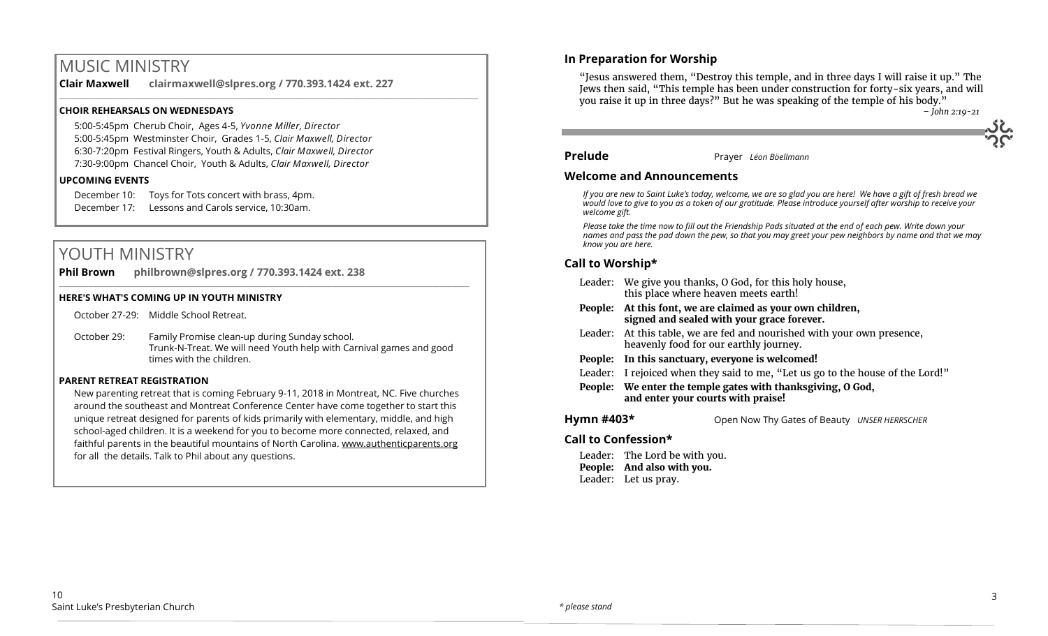# MUSIC MINISTRY

**Clair Maxwell clairmaxwell@slpres.org / 770.393.1424 ext. 227**

**CHOIR REHEARSALS ON WEDNESDAYS**

5:00-5:45pm Cherub Choir, Ages 4-5, *Yvonne Miller, Director*
5:00-5:45pm Westminster Choir, Grades 1-5, *Clair Maxwell, Director*
6:30-7:20pm Festival Ringers, Youth & Adults, *Clair Maxwell, Director*
7:30-9:00pm Chancel Choir, Youth & Adults, *Clair Maxwell, Director*

**UPCOMING EVENTS**

December 10: Toys for Tots concert with brass, 4pm.
December 17: Lessons and Carols service, 10:30am.

# YOUTH MINISTRY

**Phil Brown philbrown@slpres.org / 770.393.1424 ext. 238**

**HERE'S WHAT'S COMING UP IN YOUTH MINISTRY**

October 27-29: Middle School Retreat.

October 29: Family Promise clean-up during Sunday school. Trunk-N-Treat. We will need Youth help with Carnival games and good times with the children.

**PARENT RETREAT REGISTRATION**

New parenting retreat that is coming February 9-11, 2018 in Montreat, NC. Five churches around the southeast and Montreat Conference Center have come together to start this unique retreat designed for parents of kids primarily with elementary, middle, and high school-aged children. It is a weekend for you to become more connected, relaxed, and faithful parents in the beautiful mountains of North Carolina. www.authenticparents.org for all the details. Talk to Phil about any questions.

## In Preparation for Worship

"Jesus answered them, "Destroy this temple, and in three days I will raise it up." The Jews then said, "This temple has been under construction for forty-six years, and will you raise it up in three days?" But he was speaking of the temple of his body."

*– John 2:19-21*

**Prelude** Prayer *Léon Böellmann*

## Welcome and Announcements

*If you are new to Saint Luke's today, welcome, we are so glad you are here! We have a gift of fresh bread we would love to give to you as a token of our gratitude. Please introduce yourself after worship to receive your welcome gift.*

*Please take the time now to fill out the Friendship Pads situated at the end of each pew. Write down your names and pass the pad down the pew, so that you may greet your pew neighbors by name and that we may know you are here.*

## Call to Worship*

Leader: We give you thanks, O God, for this holy house, this place where heaven meets earth!

**People: At this font, we are claimed as your own children, signed and sealed with your grace forever.**

Leader: At this table, we are fed and nourished with your own presence, heavenly food for our earthly journey.

**People: In this sanctuary, everyone is welcomed!**

Leader: I rejoiced when they said to me, "Let us go to the house of the Lord!"

**People: We enter the temple gates with thanksgiving, O God, and enter your courts with praise!**

**Hymn #403*** Open Now Thy Gates of Beauty *UNSER HERRSCHER*

## Call to Confession*

Leader: The Lord be with you.
**People: And also with you.**
Leader: Let us pray.

*\* please stand*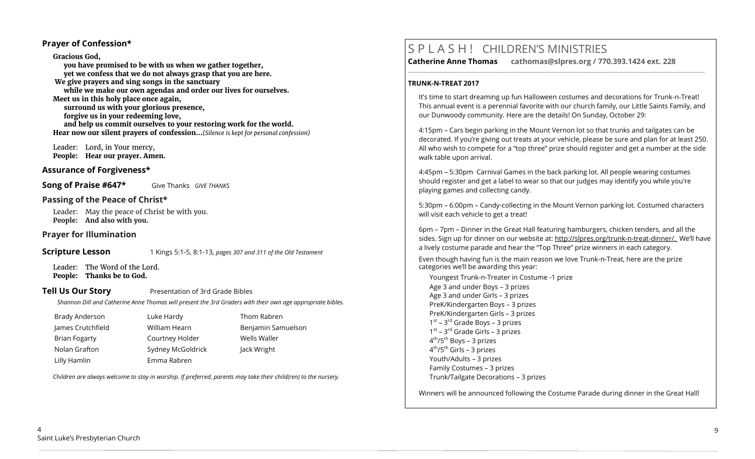## Prayer of Confession*

**Gracious God,**
**you have promised to be with us when we gather together,**
**yet we confess that we do not always grasp that you are here.**
**We give prayers and sing songs in the sanctuary**
**while we make our own agendas and order our lives for ourselves.**
**Meet us in this holy place once again,**
**surround us with your glorious presence,**
**forgive us in your redeeming love,**
**and help us commit ourselves to your restoring work for the world.**
**Hear now our silent prayers of confession…***(Silence is kept for personal confession)*

Leader: Lord, in Your mercy,
**People: Hear our prayer. Amen.**

## Assurance of Forgiveness*

## Song of Praise #647*

Give Thanks *GIVE THANKS*

## Passing of the Peace of Christ*

Leader: May the peace of Christ be with you.
**People: And also with you.**

## Prayer for Illumination

## Scripture Lesson

1 Kings 5:1-5, 8:1-13, *pages 307 and 311 of the Old Testament*

Leader: The Word of the Lord.
**People: Thanks be to God.**

## Tell Us Our Story

Presentation of 3rd Grade Bibles

*Shannon Dill and Catherine Anne Thomas will present the 3rd Graders with their own age appropriate bibles.*

| | | |
|---|---|---|
| Brady Anderson | Luke Hardy | Thom Rabren |
| James Crutchfield | William Hearn | Benjamin Samuelson |
| Brian Fogarty | Courtney Holder | Wells Waller |
| Nolan Grafton | Sydney McGoldrick | Jack Wright |
| Lilly Hamlin | Emma Rabren | |

*Children are always welcome to stay in worship. If preferred, parents may take their child(ren) to the nursery.*

# S P L A S H ! CHILDREN'S MINISTRIES

**Catherine Anne Thomas cathomas@slpres.org / 770.393.1424 ext. 228**

### TRUNK-N-TREAT 2017

It's time to start dreaming up fun Halloween costumes and decorations for Trunk-n-Treat! This annual event is a perennial favorite with our church family, our Little Saints Family, and our Dunwoody community. Here are the details! On Sunday, October 29:

4:15pm – Cars begin parking in the Mount Vernon lot so that trunks and tailgates can be decorated. If you're giving out treats at your vehicle, please be sure and plan for at least 250. All who wish to compete for a "top three" prize should register and get a number at the side walk table upon arrival.

4:45pm – 5:30pm Carnival Games in the back parking lot. All people wearing costumes should register and get a label to wear so that our judges may identify you while you're playing games and collecting candy.

5:30pm – 6:00pm – Candy-collecting in the Mount Vernon parking lot. Costumed characters will visit each vehicle to get a treat!

6pm – 7pm – Dinner in the Great Hall featuring hamburgers, chicken tenders, and all the sides. Sign up for dinner on our website at: http://slpres.org/trunk-n-treat-dinner/. We'll have a lively costume parade and hear the "Top Three" prize winners in each category.

Even though having fun is the main reason we love Trunk-n-Treat, here are the prize categories we'll be awarding this year:

- Youngest Trunk-n-Treater in Costume -1 prize
- Age 3 and under Boys – 3 prizes
- Age 3 and under Girls – 3 prizes
- PreK/Kindergarten Boys – 3 prizes
- PreK/Kindergarten Girls – 3 prizes
- 1st – 3rd Grade Boys – 3 prizes
- 1st – 3rd Grade Girls – 3 prizes
- 4th/5th Boys – 3 prizes
- 4th/5th Girls – 3 prizes
- Youth/Adults – 3 prizes
- Family Costumes – 3 prizes
- Trunk/Tailgate Decorations – 3 prizes

Winners will be announced following the Costume Parade during dinner in the Great Hall!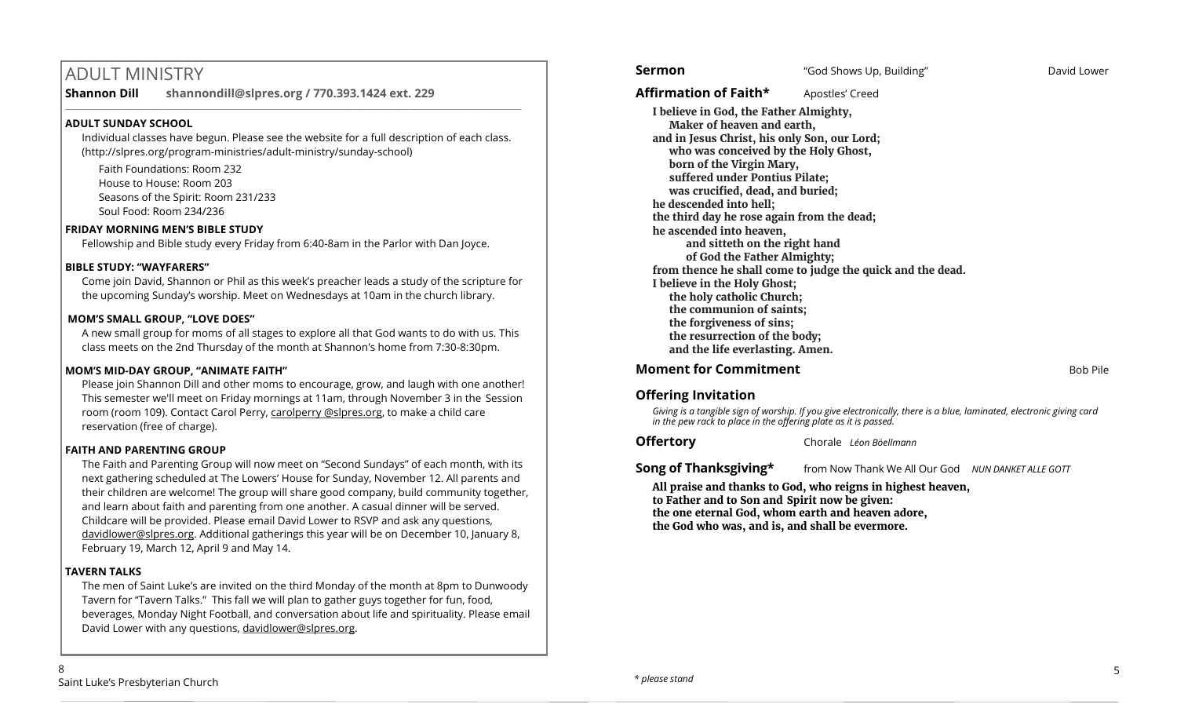# ADULT MINISTRY

**Shannon Dill shannondill@slpres.org / 770.393.1424 ext. 229**

**ADULT SUNDAY SCHOOL**

Individual classes have begun. Please see the website for a full description of each class. (http://slpres.org/program-ministries/adult-ministry/sunday-school)

Faith Foundations: Room 232
House to House: Room 203
Seasons of the Spirit: Room 231/233
Soul Food: Room 234/236

**FRIDAY MORNING MEN'S BIBLE STUDY**

Fellowship and Bible study every Friday from 6:40-8am in the Parlor with Dan Joyce.

**BIBLE STUDY: "WAYFARERS"**

Come join David, Shannon or Phil as this week's preacher leads a study of the scripture for the upcoming Sunday's worship. Meet on Wednesdays at 10am in the church library.

**MOM'S SMALL GROUP, "LOVE DOES"**

A new small group for moms of all stages to explore all that God wants to do with us. This class meets on the 2nd Thursday of the month at Shannon's home from 7:30-8:30pm.

**MOM'S MID-DAY GROUP, "ANIMATE FAITH"**

Please join Shannon Dill and other moms to encourage, grow, and laugh with one another! This semester we'll meet on Friday mornings at 11am, through November 3 in the Session room (room 109). Contact Carol Perry, carolperry @slpres.org, to make a child care reservation (free of charge).

**FAITH AND PARENTING GROUP**

The Faith and Parenting Group will now meet on "Second Sundays" of each month, with its next gathering scheduled at The Lowers' House for Sunday, November 12. All parents and their children are welcome! The group will share good company, build community together, and learn about faith and parenting from one another. A casual dinner will be served. Childcare will be provided. Please email David Lower to RSVP and ask any questions, davidlower@slpres.org. Additional gatherings this year will be on December 10, January 8, February 19, March 12, April 9 and May 14.

**TAVERN TALKS**

The men of Saint Luke's are invited on the third Monday of the month at 8pm to Dunwoody Tavern for "Tavern Talks." This fall we will plan to gather guys together for fun, food, beverages, Monday Night Football, and conversation about life and spirituality. Please email David Lower with any questions, davidlower@slpres.org.

**Sermon** "God Shows Up, Building" David Lower

**Affirmation of Faith*** Apostles' Creed

**I believe in God, the Father Almighty,**
**Maker of heaven and earth,**
**and in Jesus Christ, his only Son, our Lord;**
**who was conceived by the Holy Ghost,**
**born of the Virgin Mary,**
**suffered under Pontius Pilate;**
**was crucified, dead, and buried;**
**he descended into hell;**
**the third day he rose again from the dead;**
**he ascended into heaven,**
**and sitteth on the right hand**
**of God the Father Almighty;**
**from thence he shall come to judge the quick and the dead.**
**I believe in the Holy Ghost;**
**the holy catholic Church;**
**the communion of saints;**
**the forgiveness of sins;**
**the resurrection of the body;**
**and the life everlasting. Amen.**

**Moment for Commitment** Bob Pile

**Offering Invitation**

*Giving is a tangible sign of worship. If you give electronically, there is a blue, laminated, electronic giving card in the pew rack to place in the offering plate as it is passed.*

**Offertory** Chorale *Léon Böellmann*

**Song of Thanksgiving*** from Now Thank We All Our God *NUN DANKET ALLE GOTT*

**All praise and thanks to God, who reigns in highest heaven,**
**to Father and to Son and Spirit now be given:**
**the one eternal God, whom earth and heaven adore,**
**the God who was, and is, and shall be evermore.**

*\* please stand*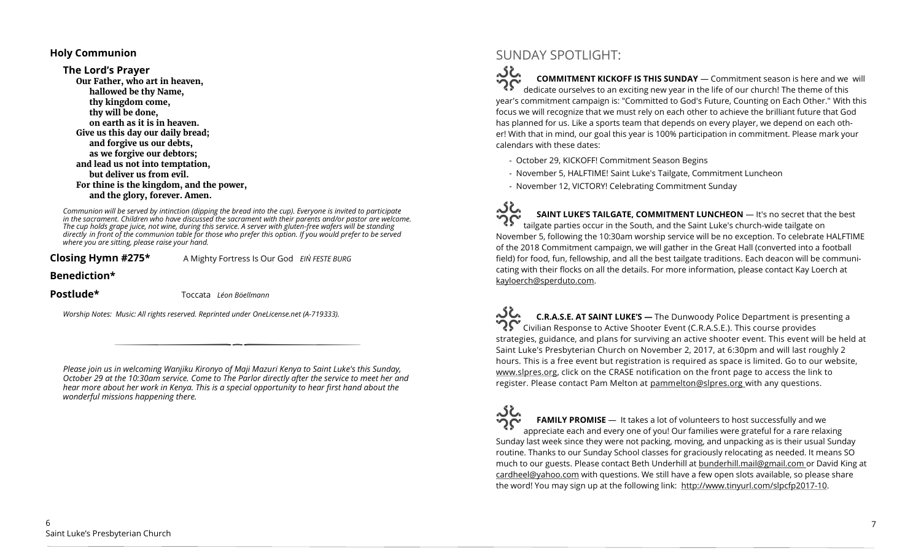## Holy Communion

### The Lord's Prayer

**Our Father, who art in heaven,**
**hallowed be thy Name,**
**thy kingdom come,**
**thy will be done,**
**on earth as it is in heaven.**
**Give us this day our daily bread;**
**and forgive us our debts,**
**as we forgive our debtors;**
**and lead us not into temptation,**
**but deliver us from evil.**
**For thine is the kingdom, and the power,**
**and the glory, forever. Amen.**

*Communion will be served by intinction (dipping the bread into the cup). Everyone is invited to participate in the sacrament. Children who have discussed the sacrament with their parents and/or pastor are welcome. The cup holds grape juice, not wine, during this service. A server with gluten-free wafers will be standing directly in front of the communion table for those who prefer this option. If you would prefer to be served where you are sitting, please raise your hand.*

**Closing Hymn #275*** A Mighty Fortress Is Our God *EIN FESTE BURG*

**Benediction***

**Postlude*** Toccata *Léon Böellmann*

*Worship Notes: Music: All rights reserved. Reprinted under OneLicense.net (A-719333).*

*Please join us in welcoming Wanjiku Kironyo of Maji Mazuri Kenya to Saint Luke's this Sunday, October 29 at the 10:30am service. Come to The Parlor directly after the service to meet her and hear more about her work in Kenya. This is a special opportunity to hear first hand about the wonderful missions happening there.*

## SUNDAY SPOTLIGHT:

**COMMITMENT KICKOFF IS THIS SUNDAY** — Commitment season is here and we will dedicate ourselves to an exciting new year in the life of our church! The theme of this year's commitment campaign is: "Committed to God's Future, Counting on Each Other." With this focus we will recognize that we must rely on each other to achieve the brilliant future that God has planned for us. Like a sports team that depends on every player, we depend on each other! With that in mind, our goal this year is 100% participation in commitment. Please mark your calendars with these dates:

- October 29, KICKOFF! Commitment Season Begins
- November 5, HALFTIME! Saint Luke's Tailgate, Commitment Luncheon
- November 12, VICTORY! Celebrating Commitment Sunday

**SAINT LUKE'S TAILGATE, COMMITMENT LUNCHEON** — It's no secret that the best tailgate parties occur in the South, and the Saint Luke's church-wide tailgate on November 5, following the 10:30am worship service will be no exception. To celebrate HALFTIME of the 2018 Commitment campaign, we will gather in the Great Hall (converted into a football field) for food, fun, fellowship, and all the best tailgate traditions. Each deacon will be communicating with their flocks on all the details. For more information, please contact Kay Loerch at kayloerch@sperduto.com.

**C.R.A.S.E. AT SAINT LUKE'S —** The Dunwoody Police Department is presenting a Civilian Response to Active Shooter Event (C.R.A.S.E.). This course provides strategies, guidance, and plans for surviving an active shooter event. This event will be held at Saint Luke's Presbyterian Church on November 2, 2017, at 6:30pm and will last roughly 2 hours. This is a free event but registration is required as space is limited. Go to our website, www.slpres.org, click on the CRASE notification on the front page to access the link to register. Please contact Pam Melton at pammelton@slpres.org with any questions.

**FAMILY PROMISE** — It takes a lot of volunteers to host successfully and we appreciate each and every one of you! Our families were grateful for a rare relaxing Sunday last week since they were not packing, moving, and unpacking as is their usual Sunday routine. Thanks to our Sunday School classes for graciously relocating as needed. It means SO much to our guests. Please contact Beth Underhill at bunderhill.mail@gmail.com or David King at cardheel@yahoo.com with questions. We still have a few open slots available, so please share the word! You may sign up at the following link: http://www.tinyurl.com/slpcfp2017-10.